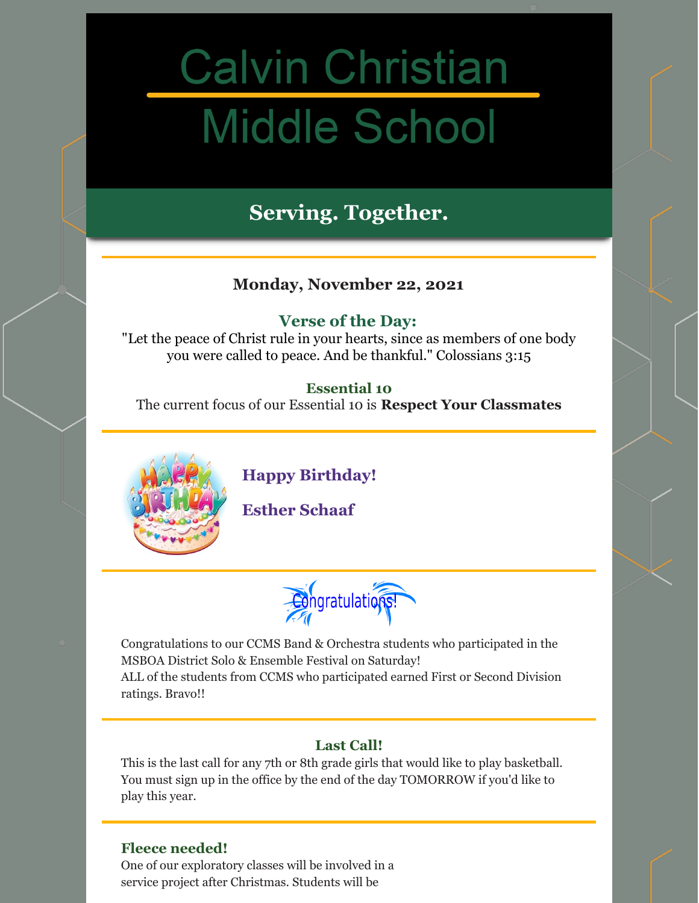# Calvin Christian Middle School

## Serving. Together.

**Monday, November 22, 2021**

### Verse of the Day:

"Let the peace of Christ rule in your hearts, since as members of one body you were called to peace. And be thankful." Colossians 3:15

### Essential 10

The current focus of our Essential 10 is **Respect Your Classmates**

### Happy Birthday!

### Esther Schaaf

Congratulations!

Congratulations to our CCMS Band & Orchestra students who participated in the MSBOA District Solo & Ensemble Festival on Saturday!
ALL of the students from CCMS who participated earned First or Second Division ratings. Bravo!!

### Last Call!

This is the last call for any 7th or 8th grade girls that would like to play basketball. You must sign up in the office by the end of the day TOMORROW if you'd like to play this year.

### Fleece needed!

One of our exploratory classes will be involved in a service project after Christmas. Students will be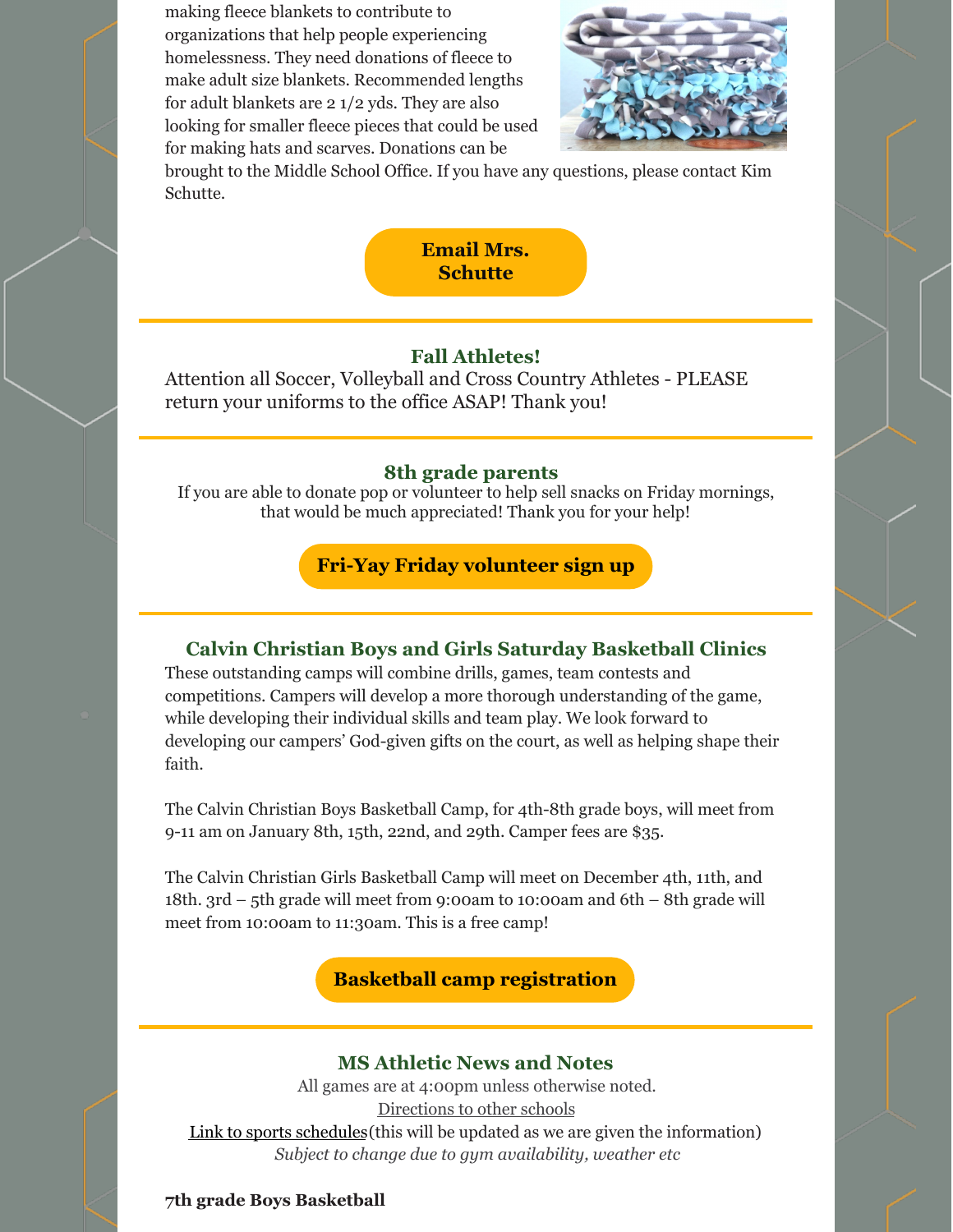making fleece blankets to contribute to organizations that help people experiencing homelessness. They need donations of fleece to make adult size blankets. Recommended lengths for adult blankets are 2 1/2 yds. They are also looking for smaller fleece pieces that could be used for making hats and scarves. Donations can be brought to the Middle School Office. If you have any questions, please contact Kim Schutte.

**Email Mrs. Schutte**

---

### Fall Athletes!

Attention all Soccer, Volleyball and Cross Country Athletes - PLEASE return your uniforms to the office ASAP! Thank you!

---

### 8th grade parents

If you are able to donate pop or volunteer to help sell snacks on Friday mornings, that would be much appreciated! Thank you for your help!

**Fri-Yay Friday volunteer sign up**

---

### Calvin Christian Boys and Girls Saturday Basketball Clinics

These outstanding camps will combine drills, games, team contests and competitions. Campers will develop a more thorough understanding of the game, while developing their individual skills and team play. We look forward to developing our campers' God-given gifts on the court, as well as helping shape their faith.

The Calvin Christian Boys Basketball Camp, for 4th-8th grade boys, will meet from 9-11 am on January 8th, 15th, 22nd, and 29th. Camper fees are $35.

The Calvin Christian Girls Basketball Camp will meet on December 4th, 11th, and 18th. 3rd – 5th grade will meet from 9:00am to 10:00am and 6th – 8th grade will meet from 10:00am to 11:30am. This is a free camp!

**Basketball camp registration**

---

### MS Athletic News and Notes

All games are at 4:00pm unless otherwise noted.

Directions to other schools

Link to sports schedules(this will be updated as we are given the information)

*Subject to change due to gym availability, weather etc*

**7th grade Boys Basketball**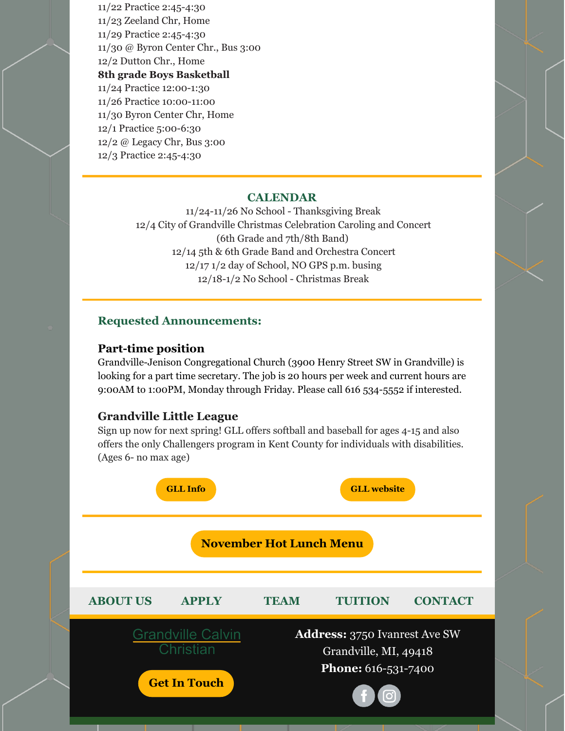11/22 Practice 2:45-4:30
11/23 Zeeland Chr, Home
11/29 Practice 2:45-4:30
11/30 @ Byron Center Chr., Bus 3:00
12/2 Dutton Chr., Home

**8th grade Boys Basketball**

11/24 Practice 12:00-1:30
11/26 Practice 10:00-11:00
11/30 Byron Center Chr, Home
12/1 Practice 5:00-6:30
12/2 @ Legacy Chr, Bus 3:00
12/3 Practice 2:45-4:30

---

## CALENDAR

11/24-11/26 No School - Thanksgiving Break
12/4 City of Grandville Christmas Celebration Caroling and Concert (6th Grade and 7th/8th Band)
12/14 5th & 6th Grade Band and Orchestra Concert
12/17 1/2 day of School, NO GPS p.m. busing
12/18-1/2 No School - Christmas Break

---

## Requested Announcements:

### Part-time position

Grandville-Jenison Congregational Church (3900 Henry Street SW in Grandville) is looking for a part time secretary. The job is 20 hours per week and current hours are 9:00AM to 1:00PM, Monday through Friday. Please call 616 534-5552 if interested.

### Grandville Little League

Sign up now for next spring! GLL offers softball and baseball for ages 4-15 and also offers the only Challengers program in Kent County for individuals with disabilities. (Ages 6- no max age)

GLL Info | GLL website

---

**November Hot Lunch Menu**

---

ABOUT US | APPLY | TEAM | TUITION | CONTACT

Grandville Calvin Christian

Get In Touch

**Address:** 3750 Ivanrest Ave SW
Grandville, MI, 49418
**Phone:** 616-531-7400